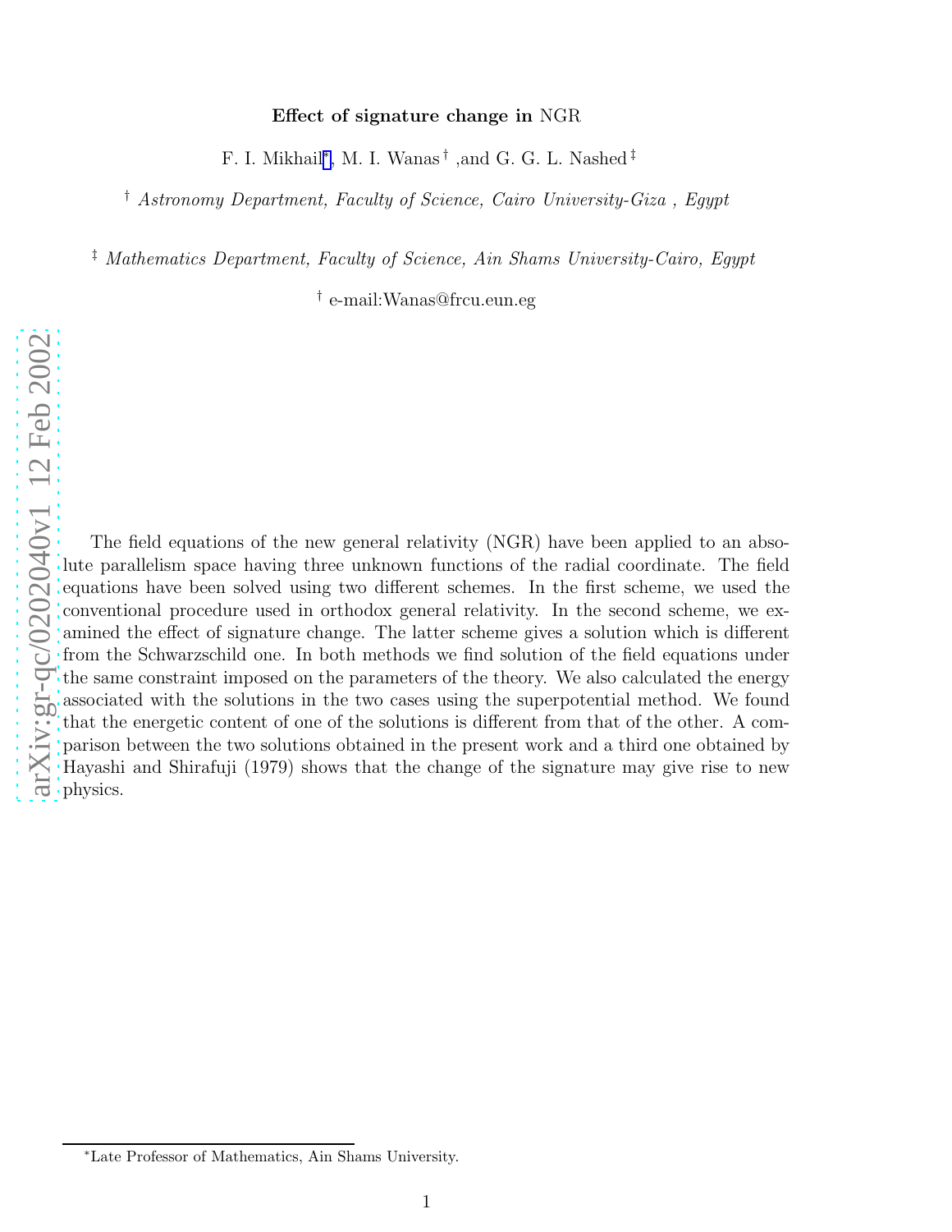# Effect of signature change in NGR

F. I. Mikhail[*], M. I. Wanas[†], and G. G. L. Nashed[‡]

[†] *Astronomy Department, Faculty of Science, Cairo University-Giza, Egypt*

[‡] *Mathematics Department, Faculty of Science, Ain Shams University-Cairo, Egypt*

[†] e-mail:Wanas@frcu.eun.eg

The field equations of the new general relativity (NGR) have been applied to an absolute parallelism space having three unknown functions of the radial coordinate. The field equations have been solved using two different schemes. In the first scheme, we used the conventional procedure used in orthodox general relativity. In the second scheme, we examined the effect of signature change. The latter scheme gives a solution which is different from the Schwarzschild one. In both methods we find solution of the field equations under the same constraint imposed on the parameters of the theory. We also calculated the energy associated with the solutions in the two cases using the superpotential method. We found that the energetic content of one of the solutions is different from that of the other. A comparison between the two solutions obtained in the present work and a third one obtained by Hayashi and Shirafuji (1979) shows that the change of the signature may give rise to new physics.

[*] Late Professor of Mathematics, Ain Shams University.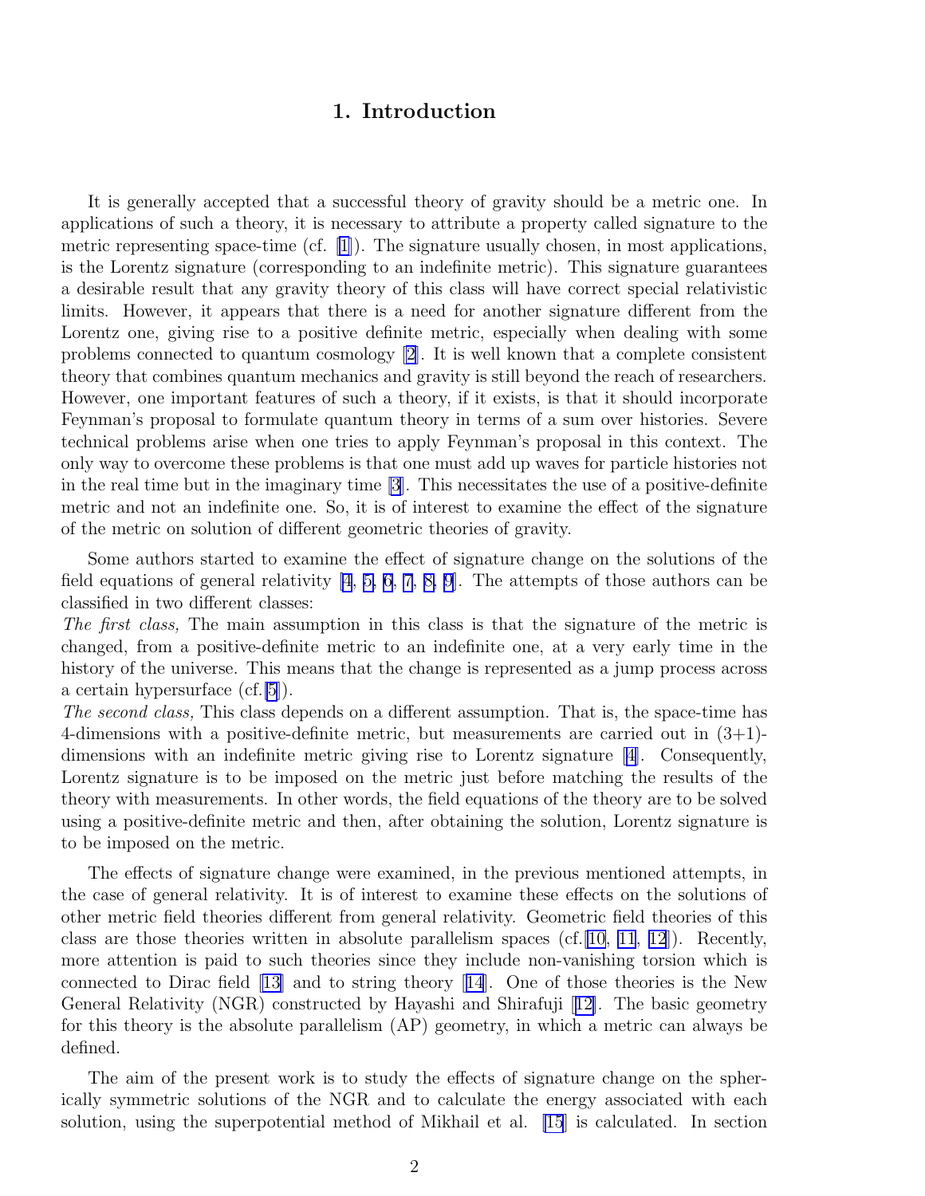# 1. Introduction

It is generally accepted that a successful theory of gravity should be a metric one. In applications of such a theory, it is necessary to attribute a property called signature to the metric representing space-time (cf. [1]). The signature usually chosen, in most applications, is the Lorentz signature (corresponding to an indefinite metric). This signature guarantees a desirable result that any gravity theory of this class will have correct special relativistic limits. However, it appears that there is a need for another signature different from the Lorentz one, giving rise to a positive definite metric, especially when dealing with some problems connected to quantum cosmology [2]. It is well known that a complete consistent theory that combines quantum mechanics and gravity is still beyond the reach of researchers. However, one important features of such a theory, if it exists, is that it should incorporate Feynman's proposal to formulate quantum theory in terms of a sum over histories. Severe technical problems arise when one tries to apply Feynman's proposal in this context. The only way to overcome these problems is that one must add up waves for particle histories not in the real time but in the imaginary time [3]. This necessitates the use of a positive-definite metric and not an indefinite one. So, it is of interest to examine the effect of the signature of the metric on solution of different geometric theories of gravity.

Some authors started to examine the effect of signature change on the solutions of the field equations of general relativity [4, 5, 6, 7, 8, 9]. The attempts of those authors can be classified in two different classes:
*The first class,* The main assumption in this class is that the signature of the metric is changed, from a positive-definite metric to an indefinite one, at a very early time in the history of the universe. This means that the change is represented as a jump process across a certain hypersurface (cf.[5]).
*The second class,* This class depends on a different assumption. That is, the space-time has 4-dimensions with a positive-definite metric, but measurements are carried out in (3+1)-dimensions with an indefinite metric giving rise to Lorentz signature [4]. Consequently, Lorentz signature is to be imposed on the metric just before matching the results of the theory with measurements. In other words, the field equations of the theory are to be solved using a positive-definite metric and then, after obtaining the solution, Lorentz signature is to be imposed on the metric.

The effects of signature change were examined, in the previous mentioned attempts, in the case of general relativity. It is of interest to examine these effects on the solutions of other metric field theories different from general relativity. Geometric field theories of this class are those theories written in absolute parallelism spaces (cf.[10, 11, 12]). Recently, more attention is paid to such theories since they include non-vanishing torsion which is connected to Dirac field [13] and to string theory [14]. One of those theories is the New General Relativity (NGR) constructed by Hayashi and Shirafuji [12]. The basic geometry for this theory is the absolute parallelism (AP) geometry, in which a metric can always be defined.

The aim of the present work is to study the effects of signature change on the spherically symmetric solutions of the NGR and to calculate the energy associated with each solution, using the superpotential method of Mikhail et al. [15] is calculated. In section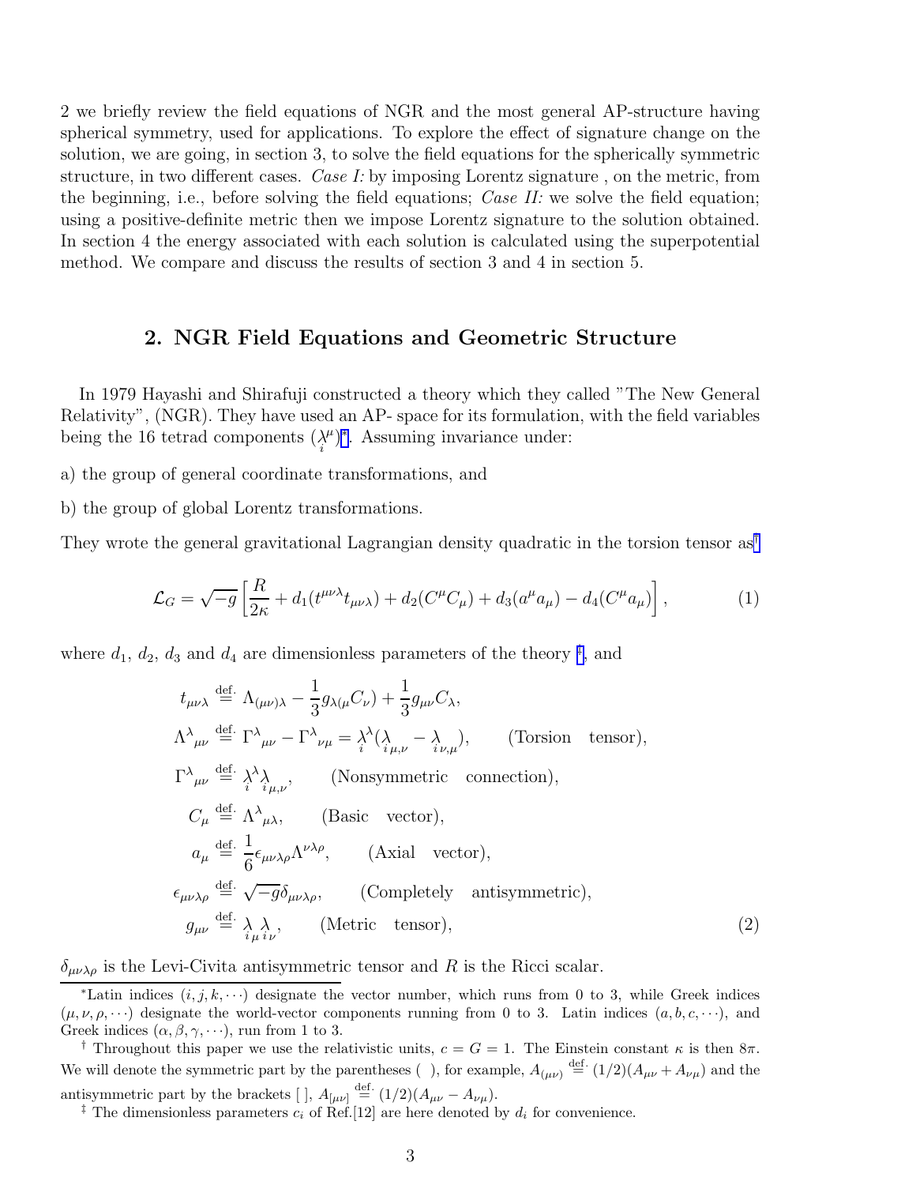2 we briefly review the field equations of NGR and the most general AP-structure having spherical symmetry, used for applications. To explore the effect of signature change on the solution, we are going, in section 3, to solve the field equations for the spherically symmetric structure, in two different cases. *Case I:* by imposing Lorentz signature , on the metric, from the beginning, i.e., before solving the field equations; *Case II:* we solve the field equation; using a positive-definite metric then we impose Lorentz signature to the solution obtained. In section 4 the energy associated with each solution is calculated using the superpotential method. We compare and discuss the results of section 3 and 4 in section 5.

## 2. NGR Field Equations and Geometric Structure

In 1979 Hayashi and Shirafuji constructed a theory which they called "The New General Relativity", (NGR). They have used an AP- space for its formulation, with the field variables being the 16 tetrad components $(\underset{i}{\lambda}^{\mu})$*. Assuming invariance under:

a) the group of general coordinate transformations, and

b) the group of global Lorentz transformations.

They wrote the general gravitational Lagrangian density quadratic in the torsion tensor as†

$$\mathcal{L}_G = \sqrt{-g}\left[\frac{R}{2\kappa} + d_1(t^{\mu\nu\lambda}t_{\mu\nu\lambda}) + d_2(C^{\mu}C_{\mu}) + d_3(a^{\mu}a_{\mu}) - d_4(C^{\mu}a_{\mu})\right], \tag{1}$$

where $d_1$, $d_2$, $d_3$ and $d_4$ are dimensionless parameters of the theory ‡, and

$$\begin{aligned}
t_{\mu\nu\lambda} &\stackrel{\text{def.}}{=} \Lambda_{(\mu\nu)\lambda} - \frac{1}{3}g_{\lambda(\mu}C_{\nu)} + \frac{1}{3}g_{\mu\nu}C_{\lambda}, \\
\Lambda^{\lambda}{}_{\mu\nu} &\stackrel{\text{def.}}{=} \Gamma^{\lambda}{}_{\mu\nu} - \Gamma^{\lambda}{}_{\nu\mu} = \underset{i}{\lambda}^{\lambda}(\underset{i}{\lambda}_{\mu,\nu} - \underset{i}{\lambda}_{\nu,\mu}), \qquad \text{(Torsion tensor)}, \\
\Gamma^{\lambda}{}_{\mu\nu} &\stackrel{\text{def.}}{=} \underset{i}{\lambda}^{\lambda}\underset{i}{\lambda}_{\mu,\nu}, \qquad \text{(Nonsymmetric connection)}, \\
C_{\mu} &\stackrel{\text{def.}}{=} \Lambda^{\lambda}{}_{\mu\lambda}, \qquad \text{(Basic vector)}, \\
a_{\mu} &\stackrel{\text{def.}}{=} \frac{1}{6}\epsilon_{\mu\nu\lambda\rho}\Lambda^{\nu\lambda\rho}, \qquad \text{(Axial vector)}, \\
\epsilon_{\mu\nu\lambda\rho} &\stackrel{\text{def.}}{=} \sqrt{-g}\,\delta_{\mu\nu\lambda\rho}, \qquad \text{(Completely antisymmetric)}, \\
g_{\mu\nu} &\stackrel{\text{def.}}{=} \underset{i}{\lambda}_{\mu}\underset{i}{\lambda}_{\nu}, \qquad \text{(Metric tensor)},
\end{aligned} \tag{2}$$

$\delta_{\mu\nu\lambda\rho}$ is the Levi-Civita antisymmetric tensor and $R$ is the Ricci scalar.

---

*Latin indices $(i, j, k, \cdots)$ designate the vector number, which runs from 0 to 3, while Greek indices $(\mu, \nu, \rho, \cdots)$ designate the world-vector components running from 0 to 3. Latin indices $(a, b, c, \cdots)$, and Greek indices $(\alpha, \beta, \gamma, \cdots)$, run from 1 to 3.

† Throughout this paper we use the relativistic units, $c = G = 1$. The Einstein constant $\kappa$ is then $8\pi$. We will denote the symmetric part by the parentheses ( ), for example, $A_{(\mu\nu)} \stackrel{\text{def.}}{=} (1/2)(A_{\mu\nu} + A_{\nu\mu})$ and the antisymmetric part by the brackets [ ], $A_{[\mu\nu]} \stackrel{\text{def.}}{=} (1/2)(A_{\mu\nu} - A_{\nu\mu})$.

‡ The dimensionless parameters $c_i$ of Ref.[12] are here denoted by $d_i$ for convenience.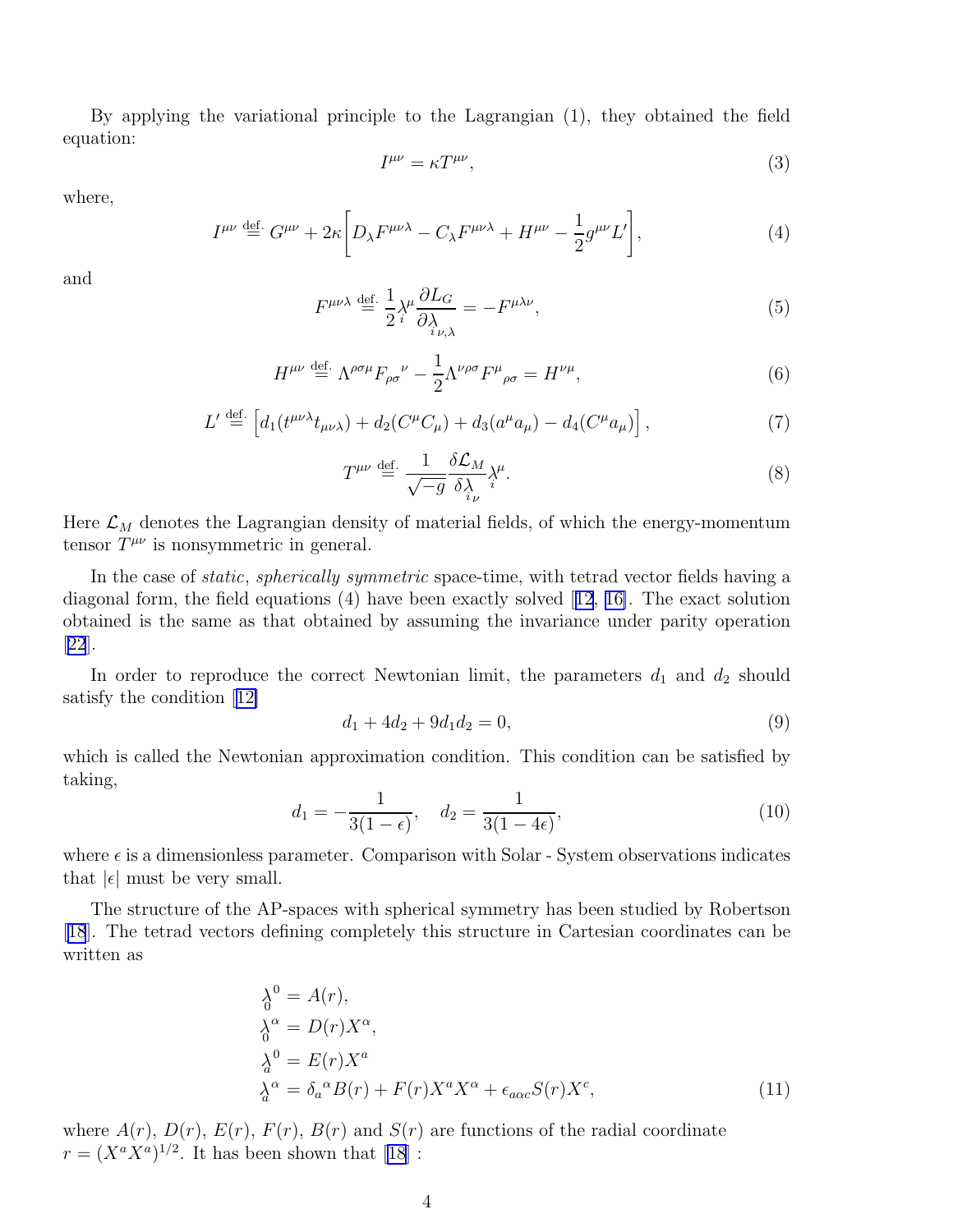By applying the variational principle to the Lagrangian (1), they obtained the field equation:

$$I^{\mu\nu} = \kappa T^{\mu\nu}, \tag{3}$$

where,

$$I^{\mu\nu} \stackrel{\text{def.}}{=} G^{\mu\nu} + 2\kappa\left[D_\lambda F^{\mu\nu\lambda} - C_\lambda F^{\mu\nu\lambda} + H^{\mu\nu} - \frac{1}{2}g^{\mu\nu}L'\right], \tag{4}$$

and

$$F^{\mu\nu\lambda} \stackrel{\text{def.}}{=} \frac{1}{2}\underset{i}{\lambda}{}^{\mu}\frac{\partial L_G}{\partial \underset{i}{\lambda}{}_{\nu,\lambda}} = -F^{\mu\lambda\nu}, \tag{5}$$

$$H^{\mu\nu} \stackrel{\text{def.}}{=} \Lambda^{\rho\sigma\mu}F_{\rho\sigma}{}^{\nu} - \frac{1}{2}\Lambda^{\nu\rho\sigma}F^{\mu}{}_{\rho\sigma} = H^{\nu\mu}, \tag{6}$$

$$L' \stackrel{\text{def.}}{=} \left[d_1(t^{\mu\nu\lambda}t_{\mu\nu\lambda}) + d_2(C^\mu C_\mu) + d_3(a^\mu a_\mu) - d_4(C^\mu a_\mu)\right], \tag{7}$$

$$T^{\mu\nu} \stackrel{\text{def.}}{=} \frac{1}{\sqrt{-g}}\frac{\delta \mathcal{L}_M}{\delta \underset{i}{\lambda}{}_{\nu}}\underset{i}{\lambda}{}^{\mu}. \tag{8}$$

Here $\mathcal{L}_M$ denotes the Lagrangian density of material fields, of which the energy-momentum tensor $T^{\mu\nu}$ is nonsymmetric in general.

In the case of *static*, *spherically symmetric* space-time, with tetrad vector fields having a diagonal form, the field equations (4) have been exactly solved [12, 16]. The exact solution obtained is the same as that obtained by assuming the invariance under parity operation [22].

In order to reproduce the correct Newtonian limit, the parameters $d_1$ and $d_2$ should satisfy the condition [12]

$$d_1 + 4d_2 + 9d_1d_2 = 0, \tag{9}$$

which is called the Newtonian approximation condition. This condition can be satisfied by taking,

$$d_1 = -\frac{1}{3(1-\epsilon)}, \quad d_2 = \frac{1}{3(1-4\epsilon)}, \tag{10}$$

where $\epsilon$ is a dimensionless parameter. Comparison with Solar - System observations indicates that $|\epsilon|$ must be very small.

The structure of the AP-spaces with spherical symmetry has been studied by Robertson [18]. The tetrad vectors defining completely this structure in Cartesian coordinates can be written as

$$\begin{aligned}
\underset{0}{\lambda}{}^{0} &= A(r), \\
\underset{0}{\lambda}{}^{\alpha} &= D(r)X^{\alpha}, \\
\underset{a}{\lambda}{}^{0} &= E(r)X^{a} \\
\underset{a}{\lambda}{}^{\alpha} &= \delta_a{}^{\alpha}B(r) + F(r)X^aX^\alpha + \epsilon_{a\alpha c}S(r)X^c,
\end{aligned} \tag{11}$$

where $A(r)$, $D(r)$, $E(r)$, $F(r)$, $B(r)$ and $S(r)$ are functions of the radial coordinate $r = (X^aX^a)^{1/2}$. It has been shown that [18] :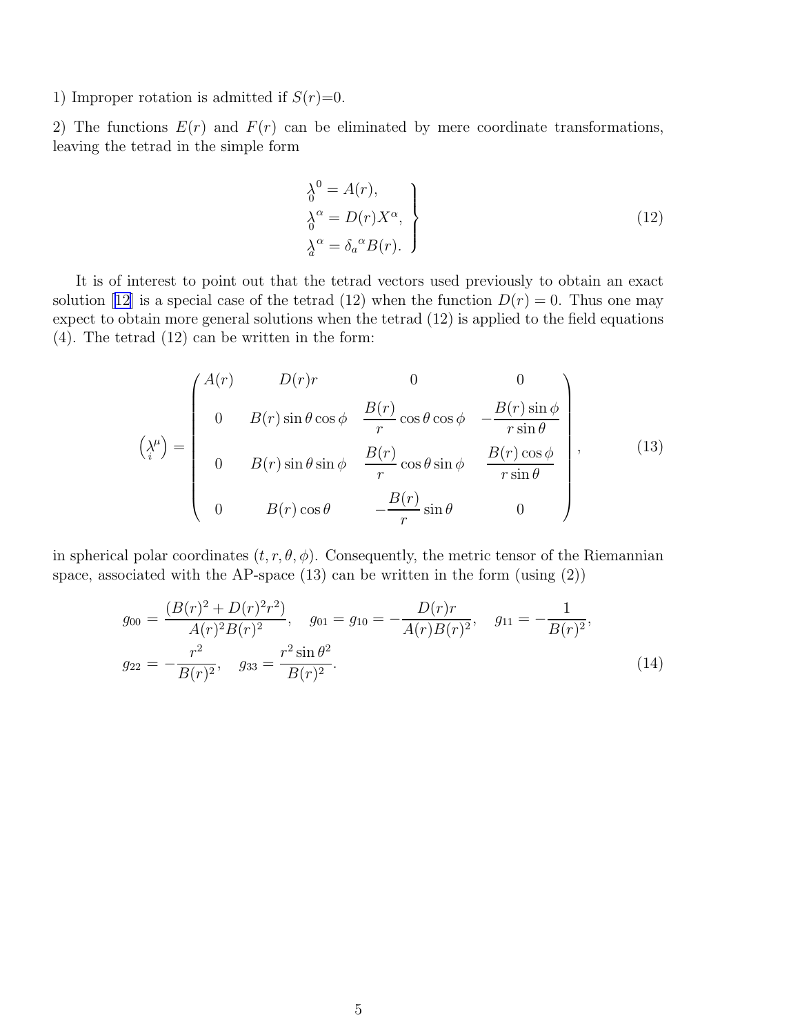1) Improper rotation is admitted if $S(r)$=0.

2) The functions $E(r)$ and $F(r)$ can be eliminated by mere coordinate transformations, leaving the tetrad in the simple form

$$
\left.
\begin{aligned}
\underset{0}{\lambda}{}^{0} &= A(r), \\
\underset{0}{\lambda}{}^{\alpha} &= D(r)X^{\alpha}, \\
\underset{a}{\lambda}{}^{\alpha} &= \delta_{a}{}^{\alpha}B(r).
\end{aligned}
\right\} \tag{12}
$$

It is of interest to point out that the tetrad vectors used previously to obtain an exact solution [12] is a special case of the tetrad (12) when the function $D(r) = 0$. Thus one may expect to obtain more general solutions when the tetrad (12) is applied to the field equations (4). The tetrad (12) can be written in the form:

$$
\left(\underset{i}{\lambda}{}^{\mu}\right) = \begin{pmatrix}
A(r) & D(r)r & 0 & 0 \\
0 & B(r)\sin\theta\cos\phi & \dfrac{B(r)}{r}\cos\theta\cos\phi & -\dfrac{B(r)\sin\phi}{r\sin\theta} \\
0 & B(r)\sin\theta\sin\phi & \dfrac{B(r)}{r}\cos\theta\sin\phi & \dfrac{B(r)\cos\phi}{r\sin\theta} \\
0 & B(r)\cos\theta & -\dfrac{B(r)}{r}\sin\theta & 0
\end{pmatrix}, \tag{13}
$$

in spherical polar coordinates $(t, r, \theta, \phi)$. Consequently, the metric tensor of the Riemannian space, associated with the AP-space (13) can be written in the form (using (2))

$$
g_{00} = \frac{(B(r)^2 + D(r)^2 r^2)}{A(r)^2 B(r)^2}, \quad g_{01} = g_{10} = -\frac{D(r)r}{A(r)B(r)^2}, \quad g_{11} = -\frac{1}{B(r)^2},
$$
$$
g_{22} = -\frac{r^2}{B(r)^2}, \quad g_{33} = \frac{r^2 \sin\theta^2}{B(r)^2}. \tag{14}
$$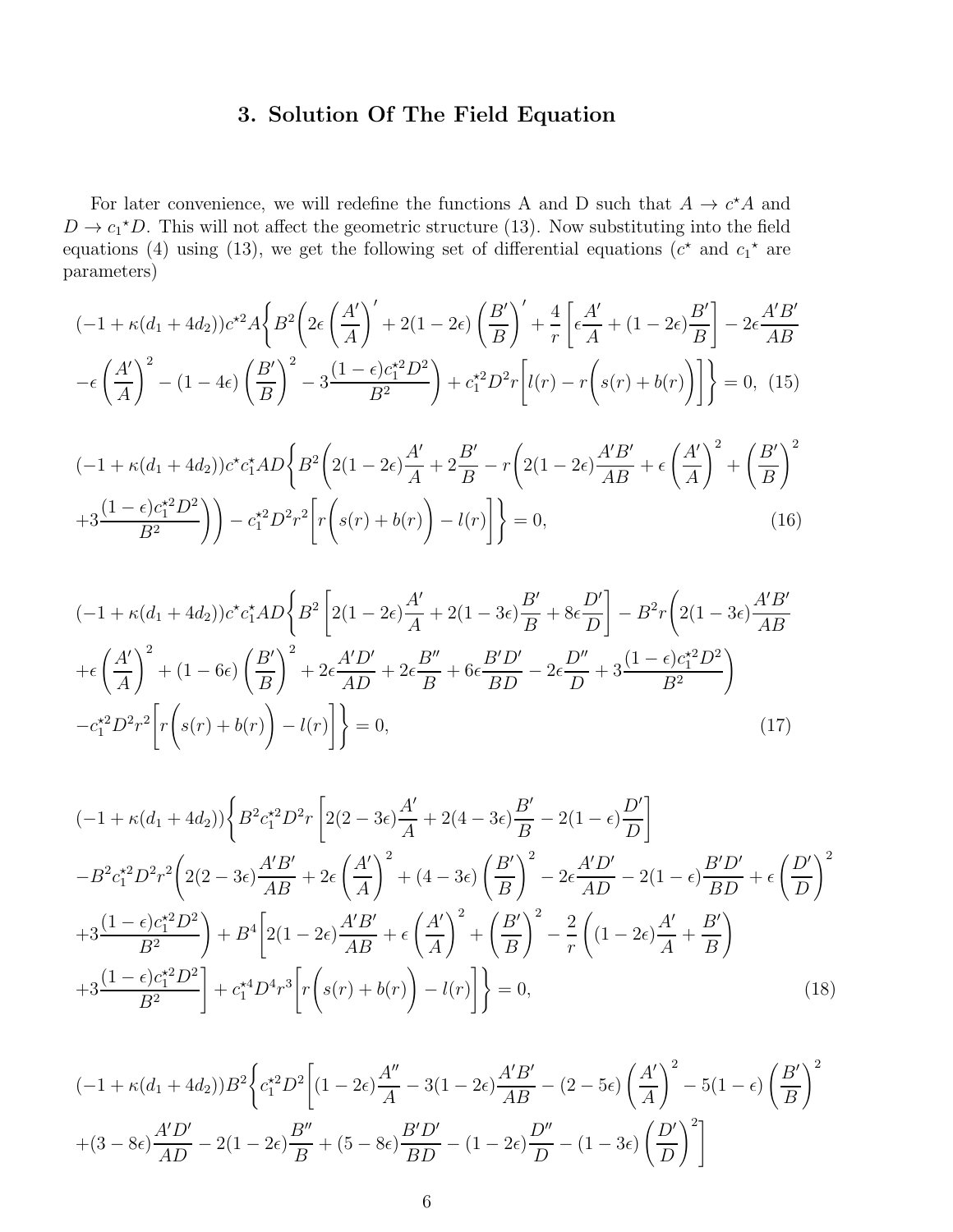## 3. Solution Of The Field Equation

For later convenience, we will redefine the functions A and D such that $A \to c^\star A$ and $D \to c_1{}^\star D$. This will not affect the geometric structure (13). Now substituting into the field equations (4) using (13), we get the following set of differential equations ($c^\star$ and $c_1{}^\star$ are parameters)

$$
\begin{aligned}
&(-1+\kappa(d_1+4d_2))c^{\star 2}A\Bigg\{B^2\Bigg(2\epsilon\left(\frac{A'}{A}\right)' + 2(1-2\epsilon)\left(\frac{B'}{B}\right)' + \frac{4}{r}\left[\epsilon\frac{A'}{A}+(1-2\epsilon)\frac{B'}{B}\right] - 2\epsilon\frac{A'B'}{AB} \\
&-\epsilon\left(\frac{A'}{A}\right)^2 - (1-4\epsilon)\left(\frac{B'}{B}\right)^2 - 3\frac{(1-\epsilon)c_1^{\star 2}D^2}{B^2}\Bigg) + c_1^{\star 2}D^2 r\Bigg[l(r) - r\Bigg(s(r)+b(r)\Bigg)\Bigg]\Bigg\} = 0, \quad (15)
\end{aligned}
$$

$$
\begin{aligned}
&(-1+\kappa(d_1+4d_2))c^\star c_1^\star AD\Bigg\{B^2\Bigg(2(1-2\epsilon)\frac{A'}{A} + 2\frac{B'}{B} - r\Bigg(2(1-2\epsilon)\frac{A'B'}{AB} + \epsilon\left(\frac{A'}{A}\right)^2 + \left(\frac{B'}{B}\right)^2 \\
&+3\frac{(1-\epsilon)c_1^{\star 2}D^2}{B^2}\Bigg)\Bigg) - c_1^{\star 2}D^2 r^2\Bigg[r\Bigg(s(r)+b(r)\Bigg) - l(r)\Bigg]\Bigg\} = 0, \quad (16)
\end{aligned}
$$

$$
\begin{aligned}
&(-1+\kappa(d_1+4d_2))c^\star c_1^\star AD\Bigg\{B^2\left[2(1-2\epsilon)\frac{A'}{A} + 2(1-3\epsilon)\frac{B'}{B} + 8\epsilon\frac{D'}{D}\right] - B^2 r\Bigg(2(1-3\epsilon)\frac{A'B'}{AB} \\
&+\epsilon\left(\frac{A'}{A}\right)^2 + (1-6\epsilon)\left(\frac{B'}{B}\right)^2 + 2\epsilon\frac{A'D'}{AD} + 2\epsilon\frac{B''}{B} + 6\epsilon\frac{B'D'}{BD} - 2\epsilon\frac{D''}{D} + 3\frac{(1-\epsilon)c_1^{\star 2}D^2}{B^2}\Bigg) \\
&-c_1^{\star 2}D^2 r^2\Bigg[r\Bigg(s(r)+b(r)\Bigg) - l(r)\Bigg]\Bigg\} = 0, \quad (17)
\end{aligned}
$$

$$
\begin{aligned}
&(-1+\kappa(d_1+4d_2))\Bigg\{B^2 c_1^{\star 2}D^2 r\left[2(2-3\epsilon)\frac{A'}{A} + 2(4-3\epsilon)\frac{B'}{B} - 2(1-\epsilon)\frac{D'}{D}\right] \\
&-B^2 c_1^{\star 2}D^2 r^2\Bigg(2(2-3\epsilon)\frac{A'B'}{AB} + 2\epsilon\left(\frac{A'}{A}\right)^2 + (4-3\epsilon)\left(\frac{B'}{B}\right)^2 - 2\epsilon\frac{A'D'}{AD} - 2(1-\epsilon)\frac{B'D'}{BD} + \epsilon\left(\frac{D'}{D}\right)^2 \\
&+3\frac{(1-\epsilon)c_1^{\star 2}D^2}{B^2}\Bigg) + B^4\Bigg[2(1-2\epsilon)\frac{A'B'}{AB} + \epsilon\left(\frac{A'}{A}\right)^2 + \left(\frac{B'}{B}\right)^2 - \frac{2}{r}\left((1-2\epsilon)\frac{A'}{A} + \frac{B'}{B}\right) \\
&+3\frac{(1-\epsilon)c_1^{\star 2}D^2}{B^2}\Bigg] + c_1^{\star 4}D^4 r^3\Bigg[r\Bigg(s(r)+b(r)\Bigg) - l(r)\Bigg]\Bigg\} = 0, \quad (18)
\end{aligned}
$$

$$
\begin{aligned}
&(-1+\kappa(d_1+4d_2))B^2\Bigg\{c_1^{\star 2}D^2\Bigg[(1-2\epsilon)\frac{A''}{A} - 3(1-2\epsilon)\frac{A'B'}{AB} - (2-5\epsilon)\left(\frac{A'}{A}\right)^2 - 5(1-\epsilon)\left(\frac{B'}{B}\right)^2 \\
&+(3-8\epsilon)\frac{A'D'}{AD} - 2(1-2\epsilon)\frac{B''}{B} + (5-8\epsilon)\frac{B'D'}{BD} - (1-2\epsilon)\frac{D''}{D} - (1-3\epsilon)\left(\frac{D'}{D}\right)^2\Bigg]
\end{aligned}
$$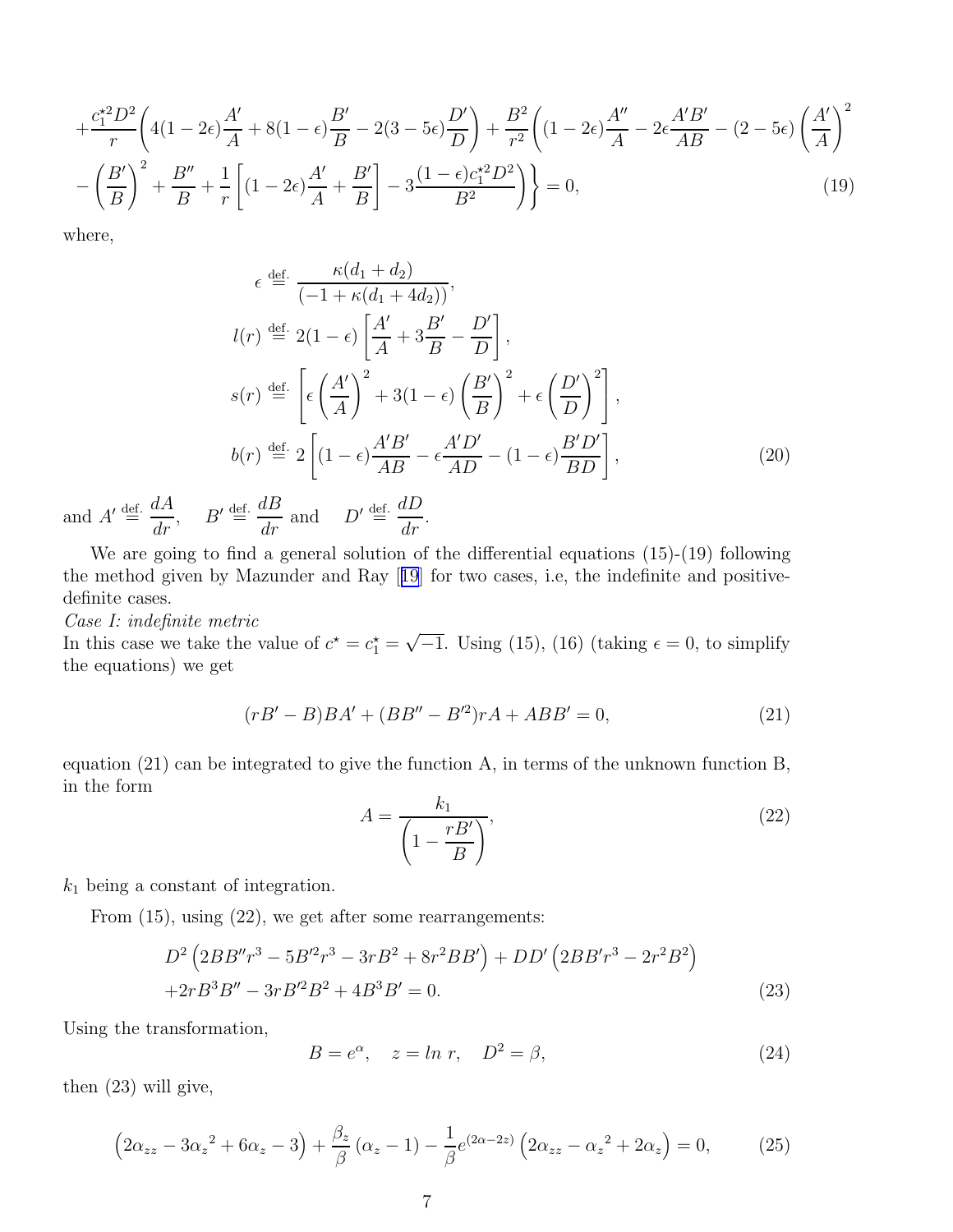$$
+\frac{c_1^{\star 2}D^2}{r}\Bigg(4(1-2\epsilon)\frac{A'}{A}+8(1-\epsilon)\frac{B'}{B}-2(3-5\epsilon)\frac{D'}{D}\Bigg)+\frac{B^2}{r^2}\Bigg((1-2\epsilon)\frac{A''}{A}-2\epsilon\frac{A'B'}{AB}-(2-5\epsilon)\left(\frac{A'}{A}\right)^2
$$

$$
-\left(\frac{B'}{B}\right)^2+\frac{B''}{B}+\frac{1}{r}\left[(1-2\epsilon)\frac{A'}{A}+\frac{B'}{B}\right]-3\frac{(1-\epsilon)c_1^{\star 2}D^2}{B^2}\Bigg)\Bigg\}=0, \tag{19}
$$

where,

$$
\begin{aligned}
\epsilon &\stackrel{\text{def.}}{=} \frac{\kappa(d_1+d_2)}{(-1+\kappa(d_1+4d_2))},\\
l(r) &\stackrel{\text{def.}}{=} 2(1-\epsilon)\left[\frac{A'}{A}+3\frac{B'}{B}-\frac{D'}{D}\right],\\
s(r) &\stackrel{\text{def.}}{=} \left[\epsilon\left(\frac{A'}{A}\right)^2+3(1-\epsilon)\left(\frac{B'}{B}\right)^2+\epsilon\left(\frac{D'}{D}\right)^2\right],\\
b(r) &\stackrel{\text{def.}}{=} 2\left[(1-\epsilon)\frac{A'B'}{AB}-\epsilon\frac{A'D'}{AD}-(1-\epsilon)\frac{B'D'}{BD}\right],
\end{aligned} \tag{20}
$$

and $A' \stackrel{\text{def.}}{=} \frac{dA}{dr}$, $\quad B' \stackrel{\text{def.}}{=} \frac{dB}{dr}$ and $\quad D' \stackrel{\text{def.}}{=} \frac{dD}{dr}$.

We are going to find a general solution of the differential equations (15)-(19) following the method given by Mazunder and Ray [19] for two cases, i.e, the indefinite and positive-definite cases.

*Case I: indefinite metric*
In this case we take the value of $c^\star = c_1^\star = \sqrt{-1}$. Using (15), (16) (taking $\epsilon = 0$, to simplify the equations) we get

$$
(rB'-B)BA'+(BB''-B'^2)rA+ABB'=0, \tag{21}
$$

equation (21) can be integrated to give the function A, in terms of the unknown function B, in the form

$$
A=\frac{k_1}{\left(1-\dfrac{rB'}{B}\right)}, \tag{22}
$$

$k_1$ being a constant of integration.

From (15), using (22), we get after some rearrangements:

$$
\begin{aligned}
&D^2\Big(2BB''r^3-5B'^2r^3-3rB^2+8r^2BB'\Big)+DD'\Big(2BB'r^3-2r^2B^2\Big)\\
&+2rB^3B''-3rB'^2B^2+4B^3B'=0.
\end{aligned} \tag{23}
$$

Using the transformation,

$$
B=e^{\alpha}, \quad z=\ln r, \quad D^2=\beta, \tag{24}
$$

then (23) will give,

$$
\Big(2\alpha_{zz}-3{\alpha_z}^2+6\alpha_z-3\Big)+\frac{\beta_z}{\beta}\left(\alpha_z-1\right)-\frac{1}{\beta}e^{(2\alpha-2z)}\Big(2\alpha_{zz}-{\alpha_z}^2+2\alpha_z\Big)=0, \tag{25}
$$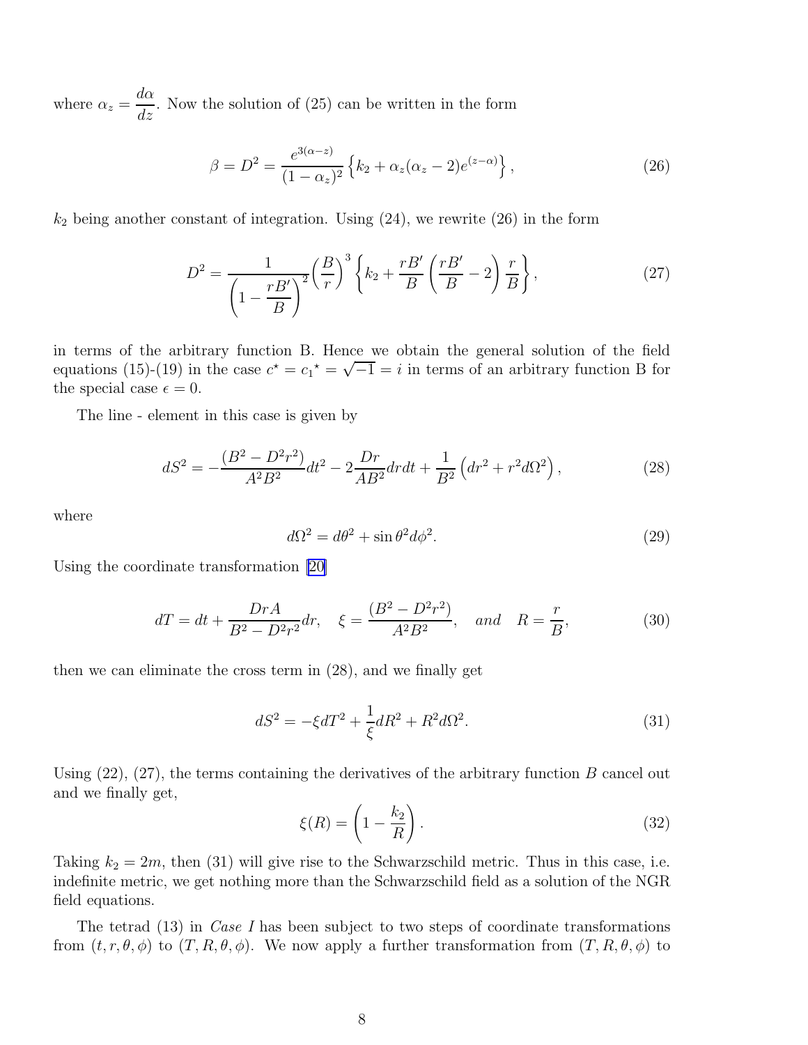where $\alpha_z = \dfrac{d\alpha}{dz}$. Now the solution of (25) can be written in the form

$$\beta = D^2 = \frac{e^{3(\alpha - z)}}{(1-\alpha_z)^2} \left\{ k_2 + \alpha_z(\alpha_z - 2)e^{(z-\alpha)} \right\}, \tag{26}$$

$k_2$ being another constant of integration. Using (24), we rewrite (26) in the form

$$D^2 = \frac{1}{\left(1 - \dfrac{rB'}{B}\right)^2} \left(\frac{B}{r}\right)^3 \left\{ k_2 + \frac{rB'}{B}\left(\frac{rB'}{B} - 2\right)\frac{r}{B} \right\}, \tag{27}$$

in terms of the arbitrary function B. Hence we obtain the general solution of the field equations (15)-(19) in the case $c^\star = {c_1}^\star = \sqrt{-1} = i$ in terms of an arbitrary function B for the special case $\epsilon = 0$.

The line - element in this case is given by

$$dS^2 = -\frac{(B^2 - D^2 r^2)}{A^2 B^2} dt^2 - 2\frac{Dr}{AB^2} dr dt + \frac{1}{B^2}\left(dr^2 + r^2 d\Omega^2\right), \tag{28}$$

where

$$d\Omega^2 = d\theta^2 + \sin\theta^2 d\phi^2. \tag{29}$$

Using the coordinate transformation [20]

$$dT = dt + \frac{DrA}{B^2 - D^2 r^2} dr, \quad \xi = \frac{(B^2 - D^2 r^2)}{A^2 B^2}, \quad and \quad R = \frac{r}{B}, \tag{30}$$

then we can eliminate the cross term in (28), and we finally get

$$dS^2 = -\xi dT^2 + \frac{1}{\xi} dR^2 + R^2 d\Omega^2. \tag{31}$$

Using (22), (27), the terms containing the derivatives of the arbitrary function $B$ cancel out and we finally get,

$$\xi(R) = \left(1 - \frac{k_2}{R}\right). \tag{32}$$

Taking $k_2 = 2m$, then (31) will give rise to the Schwarzschild metric. Thus in this case, i.e. indefinite metric, we get nothing more than the Schwarzschild field as a solution of the NGR field equations.

The tetrad (13) in *Case I* has been subject to two steps of coordinate transformations from $(t, r, \theta, \phi)$ to $(T, R, \theta, \phi)$. We now apply a further transformation from $(T, R, \theta, \phi)$ to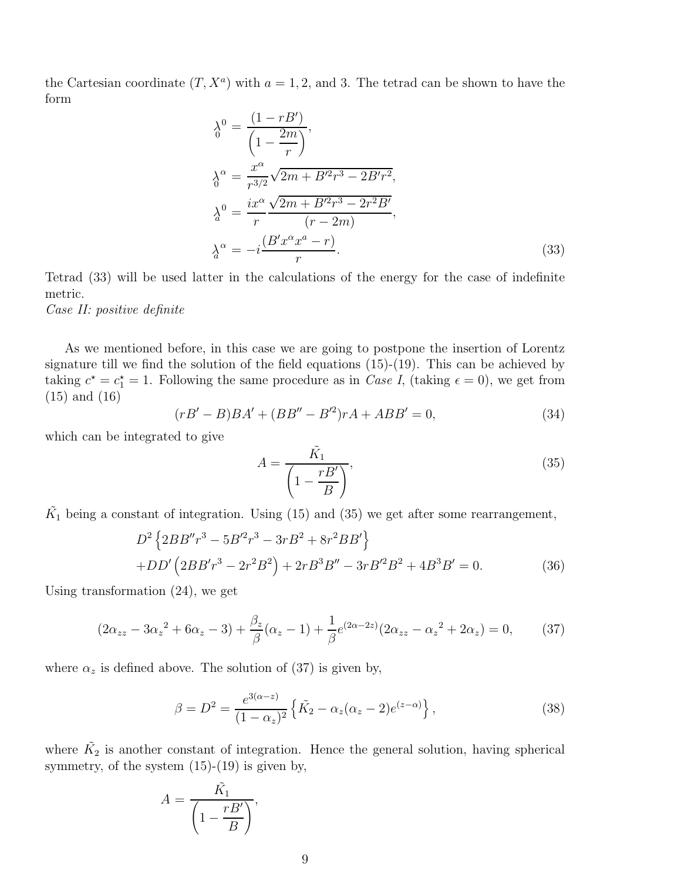the Cartesian coordinate $(T, X^a)$ with $a = 1, 2$, and 3. The tetrad can be shown to have the form

$$
\begin{aligned}
\underset{0}{\lambda}{}^{0} &= \frac{(1 - rB')}{\left(1 - \dfrac{2m}{r}\right)},\\
\underset{0}{\lambda}{}^{\alpha} &= \frac{x^\alpha}{r^{3/2}}\sqrt{2m + B'^2 r^3 - 2B' r^2},\\
\underset{a}{\lambda}{}^{0} &= \frac{i x^\alpha}{r}\frac{\sqrt{2m + B'^2 r^3 - 2r^2 B'}}{(r - 2m)},\\
\underset{a}{\lambda}{}^{\alpha} &= -i\frac{(B' x^\alpha x^a - r)}{r}.
\end{aligned}
\tag{33}
$$

Tetrad (33) will be used latter in the calculations of the energy for the case of indefinite metric.

*Case II: positive definite*

As we mentioned before, in this case we are going to postpone the insertion of Lorentz signature till we find the solution of the field equations (15)-(19). This can be achieved by taking $c^\star = c_1^\star = 1$. Following the same procedure as in *Case I*, (taking $\epsilon = 0$), we get from (15) and (16)

$$
(rB' - B)BA' + (BB'' - B'^2)rA + ABB' = 0, \tag{34}
$$

which can be integrated to give

$$
A = \frac{\tilde{K}_1}{\left(1 - \dfrac{rB'}{B}\right)}, \tag{35}
$$

$\tilde{K}_1$ being a constant of integration. Using (15) and (35) we get after some rearrangement,

$$
\begin{aligned}
&D^2\left\{2BB''r^3 - 5B'^2 r^3 - 3rB^2 + 8r^2 BB'\right\}\\
&+DD'\left(2BB'r^3 - 2r^2B^2\right) + 2rB^3B'' - 3rB'^2B^2 + 4B^3B' = 0.
\end{aligned}
\tag{36}
$$

Using transformation (24), we get

$$
(2\alpha_{zz} - 3{\alpha_z}^2 + 6\alpha_z - 3) + \frac{\beta_z}{\beta}(\alpha_z - 1) + \frac{1}{\beta}e^{(2\alpha - 2z)}(2\alpha_{zz} - {\alpha_z}^2 + 2\alpha_z) = 0, \tag{37}
$$

where $\alpha_z$ is defined above. The solution of (37) is given by,

$$
\beta = D^2 = \frac{e^{3(\alpha - z)}}{(1 - \alpha_z)^2}\left\{\tilde{K}_2 - \alpha_z(\alpha_z - 2)e^{(z - \alpha)}\right\}, \tag{38}
$$

where $\tilde{K}_2$ is another constant of integration. Hence the general solution, having spherical symmetry, of the system (15)-(19) is given by,

$$
A = \frac{\tilde{K}_1}{\left(1 - \dfrac{rB'}{B}\right)},
$$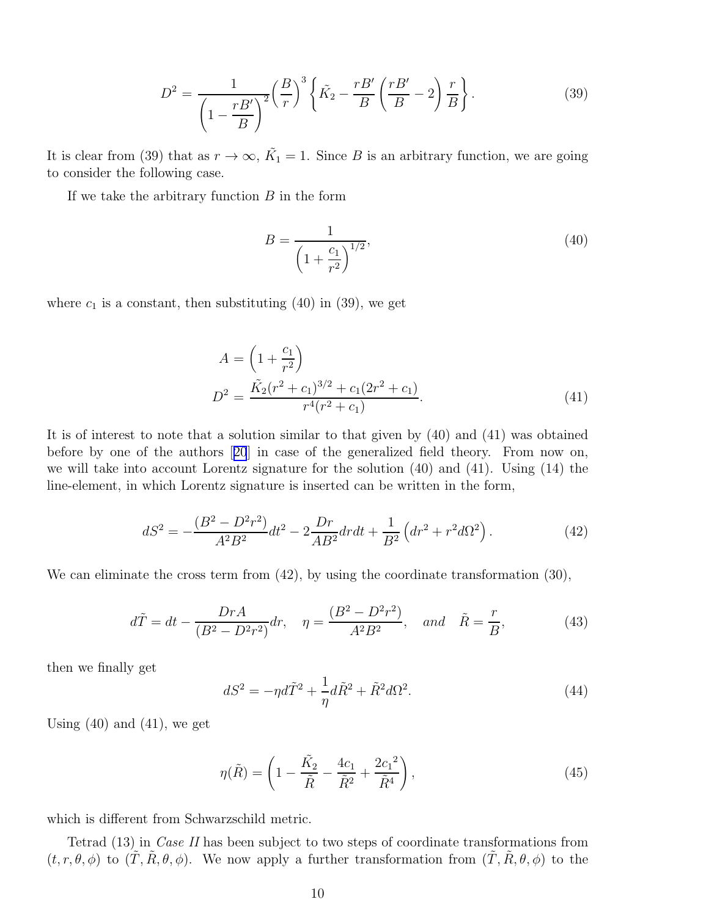$$D^2 = \frac{1}{\left(1 - \dfrac{rB'}{B}\right)^2} \left(\frac{B}{r}\right)^3 \left\{ \tilde{K}_2 - \frac{rB'}{B}\left(\frac{rB'}{B} - 2\right)\frac{r}{B} \right\}. \tag{39}$$

It is clear from (39) that as $r \to \infty$, $\tilde{K}_1 = 1$. Since $B$ is an arbitrary function, we are going to consider the following case.

If we take the arbitrary function $B$ in the form

$$B = \frac{1}{\left(1 + \dfrac{c_1}{r^2}\right)^{1/2}}, \tag{40}$$

where $c_1$ is a constant, then substituting (40) in (39), we get

$$\begin{aligned} A &= \left(1 + \frac{c_1}{r^2}\right) \\ D^2 &= \frac{\tilde{K}_2 (r^2 + c_1)^{3/2} + c_1(2r^2 + c_1)}{r^4 (r^2 + c_1)}. \end{aligned} \tag{41}$$

It is of interest to note that a solution similar to that given by (40) and (41) was obtained before by one of the authors [20] in case of the generalized field theory. From now on, we will take into account Lorentz signature for the solution (40) and (41). Using (14) the line-element, in which Lorentz signature is inserted can be written in the form,

$$dS^2 = -\frac{(B^2 - D^2 r^2)}{A^2 B^2} dt^2 - 2\frac{Dr}{AB^2} dr dt + \frac{1}{B^2}\left(dr^2 + r^2 d\Omega^2\right). \tag{42}$$

We can eliminate the cross term from (42), by using the coordinate transformation (30),

$$d\tilde{T} = dt - \frac{DrA}{(B^2 - D^2 r^2)} dr, \quad \eta = \frac{(B^2 - D^2 r^2)}{A^2 B^2}, \quad and \quad \tilde{R} = \frac{r}{B}, \tag{43}$$

then we finally get

$$dS^2 = -\eta d\tilde{T}^2 + \frac{1}{\eta} d\tilde{R}^2 + \tilde{R}^2 d\Omega^2. \tag{44}$$

Using (40) and (41), we get

$$\eta(\tilde{R}) = \left(1 - \frac{\tilde{K}_2}{\tilde{R}} - \frac{4c_1}{\tilde{R}^2} + \frac{2{c_1}^2}{\tilde{R}^4}\right), \tag{45}$$

which is different from Schwarzschild metric.

Tetrad (13) in *Case II* has been subject to two steps of coordinate transformations from $(t, r, \theta, \phi)$ to $(\tilde{T}, \tilde{R}, \theta, \phi)$. We now apply a further transformation from $(\tilde{T}, \tilde{R}, \theta, \phi)$ to the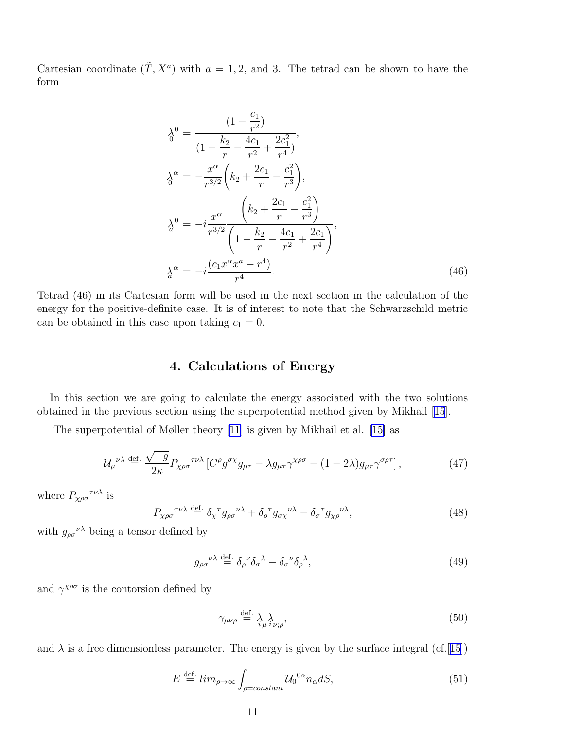Cartesian coordinate $(\tilde{T}, X^a)$ with $a = 1, 2,$ and 3. The tetrad can be shown to have the form

$$
\begin{aligned}
\underset{0}{\lambda}{}^{0} &= \frac{(1 - \frac{c_1}{r^2})}{(1 - \frac{k_2}{r} - \frac{4c_1}{r^2} + \frac{2c_1^2}{r^4})}, \\
\underset{0}{\lambda}{}^{\alpha} &= -\frac{x^\alpha}{r^{3/2}}\left(k_2 + \frac{2c_1}{r} - \frac{c_1^2}{r^3}\right), \\
\underset{a}{\lambda}{}^{0} &= -i\frac{x^\alpha}{r^{3/2}}\frac{\left(k_2 + \frac{2c_1}{r} - \frac{c_1^2}{r^3}\right)}{\left(1 - \frac{k_2}{r} - \frac{4c_1}{r^2} + \frac{2c_1}{r^4}\right)}, \\
\underset{a}{\lambda}{}^{\alpha} &= -i\frac{(c_1 x^\alpha x^a - r^4)}{r^4}.
\end{aligned}
\tag{46}
$$

Tetrad (46) in its Cartesian form will be used in the next section in the calculation of the energy for the positive-definite case. It is of interest to note that the Schwarzschild metric can be obtained in this case upon taking $c_1 = 0$.

## 4. Calculations of Energy

In this section we are going to calculate the energy associated with the two solutions obtained in the previous section using the superpotential method given by Mikhail [15].

The superpotential of Møller theory [11] is given by Mikhail et al. [15] as

$$
\mathcal{U}_\mu{}^{\nu\lambda} \stackrel{\text{def.}}{=} \frac{\sqrt{-g}}{2\kappa} P_{\chi\rho\sigma}{}^{\tau\nu\lambda}\left[C^\rho g^{\sigma\chi} g_{\mu\tau} - \lambda g_{\mu\tau}\gamma^{\chi\rho\sigma} - (1-2\lambda) g_{\mu\tau}\gamma^{\sigma\rho\tau}\right], \tag{47}
$$

where $P_{\chi\rho\sigma}{}^{\tau\nu\lambda}$ is

$$
P_{\chi\rho\sigma}{}^{\tau\nu\lambda} \stackrel{\text{def.}}{=} \delta_\chi{}^\tau g_{\rho\sigma}{}^{\nu\lambda} + \delta_\rho{}^\tau g_{\sigma\chi}{}^{\nu\lambda} - \delta_\sigma{}^\tau g_{\chi\rho}{}^{\nu\lambda}, \tag{48}
$$

with $g_{\rho\sigma}{}^{\nu\lambda}$ being a tensor defined by

$$
g_{\rho\sigma}{}^{\nu\lambda} \stackrel{\text{def.}}{=} \delta_\rho{}^\nu \delta_\sigma{}^\lambda - \delta_\sigma{}^\nu \delta_\rho{}^\lambda, \tag{49}
$$

and $\gamma^{\chi\rho\sigma}$ is the contorsion defined by

$$
\gamma_{\mu\nu\rho} \stackrel{\text{def.}}{=} \underset{i}{\lambda}{}_{\mu} \underset{i}{\lambda}{}_{\nu;\rho}, \tag{50}
$$

and $\lambda$ is a free dimensionless parameter. The energy is given by the surface integral (cf.[15])

$$
E \stackrel{\text{def.}}{=} lim_{\rho\to\infty}\int_{\rho=constant} \mathcal{U}_0{}^{0\alpha} n_\alpha dS, \tag{51}
$$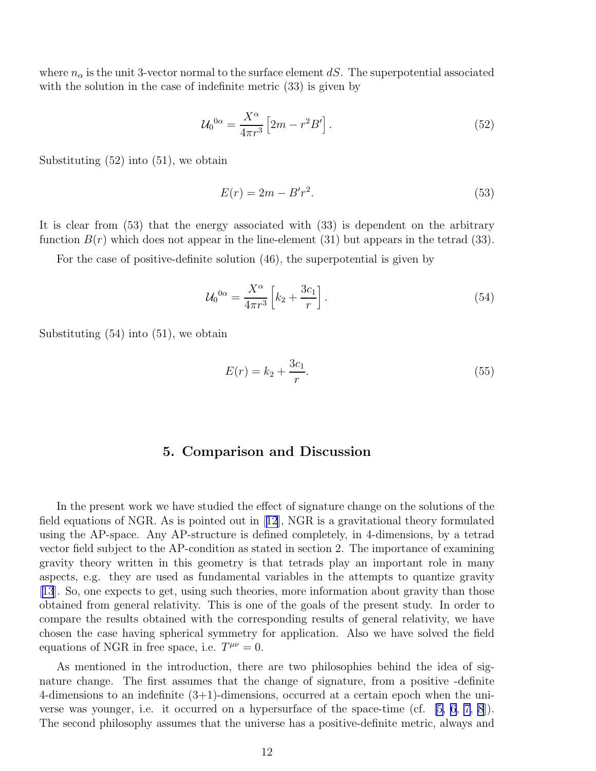where $n_\alpha$ is the unit 3-vector normal to the surface element $dS$. The superpotential associated with the solution in the case of indefinite metric (33) is given by

$$\mathcal{U}_0{}^{0\alpha} = \frac{X^\alpha}{4\pi r^3}\left[2m - r^2 B'\right]. \tag{52}$$

Substituting (52) into (51), we obtain

$$E(r) = 2m - B' r^2. \tag{53}$$

It is clear from (53) that the energy associated with (33) is dependent on the arbitrary function $B(r)$ which does not appear in the line-element (31) but appears in the tetrad (33).

For the case of positive-definite solution (46), the superpotential is given by

$$\mathcal{U}_0{}^{0\alpha} = \frac{X^\alpha}{4\pi r^3}\left[k_2 + \frac{3c_1}{r}\right]. \tag{54}$$

Substituting (54) into (51), we obtain

$$E(r) = k_2 + \frac{3c_1}{r}. \tag{55}$$

## 5. Comparison and Discussion

In the present work we have studied the effect of signature change on the solutions of the field equations of NGR. As is pointed out in [12], NGR is a gravitational theory formulated using the AP-space. Any AP-structure is defined completely, in 4-dimensions, by a tetrad vector field subject to the AP-condition as stated in section 2. The importance of examining gravity theory written in this geometry is that tetrads play an important role in many aspects, e.g. they are used as fundamental variables in the attempts to quantize gravity [13]. So, one expects to get, using such theories, more information about gravity than those obtained from general relativity. This is one of the goals of the present study. In order to compare the results obtained with the corresponding results of general relativity, we have chosen the case having spherical symmetry for application. Also we have solved the field equations of NGR in free space, i.e. $T^{\mu\nu} = 0$.

As mentioned in the introduction, there are two philosophies behind the idea of signature change. The first assumes that the change of signature, from a positive -definite 4-dimensions to an indefinite (3+1)-dimensions, occurred at a certain epoch when the universe was younger, i.e. it occurred on a hypersurface of the space-time (cf. [5, 6, 7, 8]). The second philosophy assumes that the universe has a positive-definite metric, always and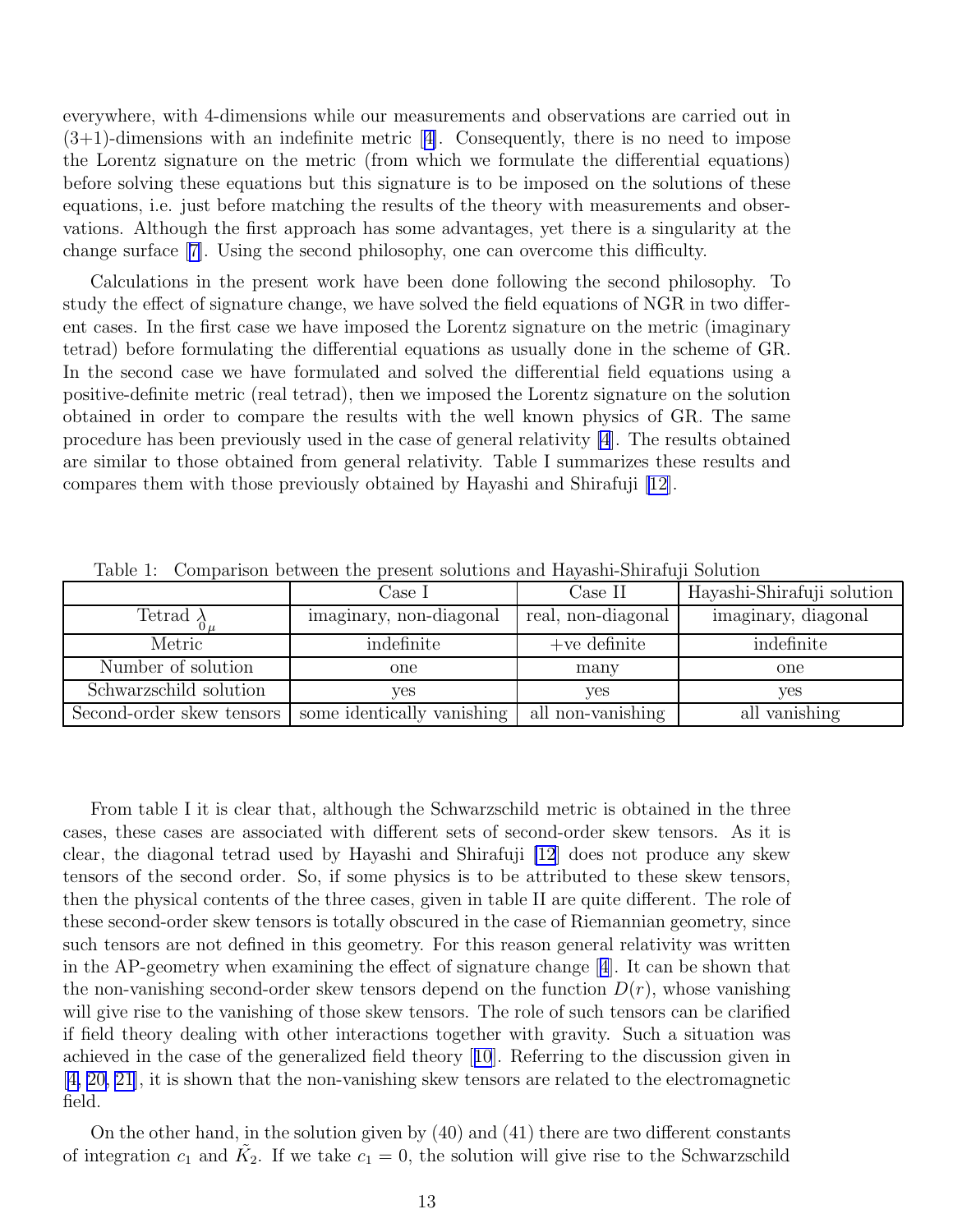everywhere, with 4-dimensions while our measurements and observations are carried out in (3+1)-dimensions with an indefinite metric [4]. Consequently, there is no need to impose the Lorentz signature on the metric (from which we formulate the differential equations) before solving these equations but this signature is to be imposed on the solutions of these equations, i.e. just before matching the results of the theory with measurements and observations. Although the first approach has some advantages, yet there is a singularity at the change surface [7]. Using the second philosophy, one can overcome this difficulty.

Calculations in the present work have been done following the second philosophy. To study the effect of signature change, we have solved the field equations of NGR in two different cases. In the first case we have imposed the Lorentz signature on the metric (imaginary tetrad) before formulating the differential equations as usually done in the scheme of GR. In the second case we have formulated and solved the differential field equations using a positive-definite metric (real tetrad), then we imposed the Lorentz signature on the solution obtained in order to compare the results with the well known physics of GR. The same procedure has been previously used in the case of general relativity [4]. The results obtained are similar to those obtained from general relativity. Table I summarizes these results and compares them with those previously obtained by Hayashi and Shirafuji [12].

Table 1: Comparison between the present solutions and Hayashi-Shirafuji Solution

| | Case I | Case II | Hayashi-Shirafuji solution |
|---|---|---|---|
| Tetrad $\underset{0}{\lambda}{}_{\mu}$ | imaginary, non-diagonal | real, non-diagonal | imaginary, diagonal |
| Metric | indefinite | +ve definite | indefinite |
| Number of solution | one | many | one |
| Schwarzschild solution | yes | yes | yes |
| Second-order skew tensors | some identically vanishing | all non-vanishing | all vanishing |

From table I it is clear that, although the Schwarzschild metric is obtained in the three cases, these cases are associated with different sets of second-order skew tensors. As it is clear, the diagonal tetrad used by Hayashi and Shirafuji [12] does not produce any skew tensors of the second order. So, if some physics is to be attributed to these skew tensors, then the physical contents of the three cases, given in table II are quite different. The role of these second-order skew tensors is totally obscured in the case of Riemannian geometry, since such tensors are not defined in this geometry. For this reason general relativity was written in the AP-geometry when examining the effect of signature change [4]. It can be shown that the non-vanishing second-order skew tensors depend on the function $D(r)$, whose vanishing will give rise to the vanishing of those skew tensors. The role of such tensors can be clarified if field theory dealing with other interactions together with gravity. Such a situation was achieved in the case of the generalized field theory [10]. Referring to the discussion given in [4, 20, 21], it is shown that the non-vanishing skew tensors are related to the electromagnetic field.

On the other hand, in the solution given by (40) and (41) there are two different constants of integration $c_1$ and $\tilde{K}_2$. If we take $c_1 = 0$, the solution will give rise to the Schwarzschild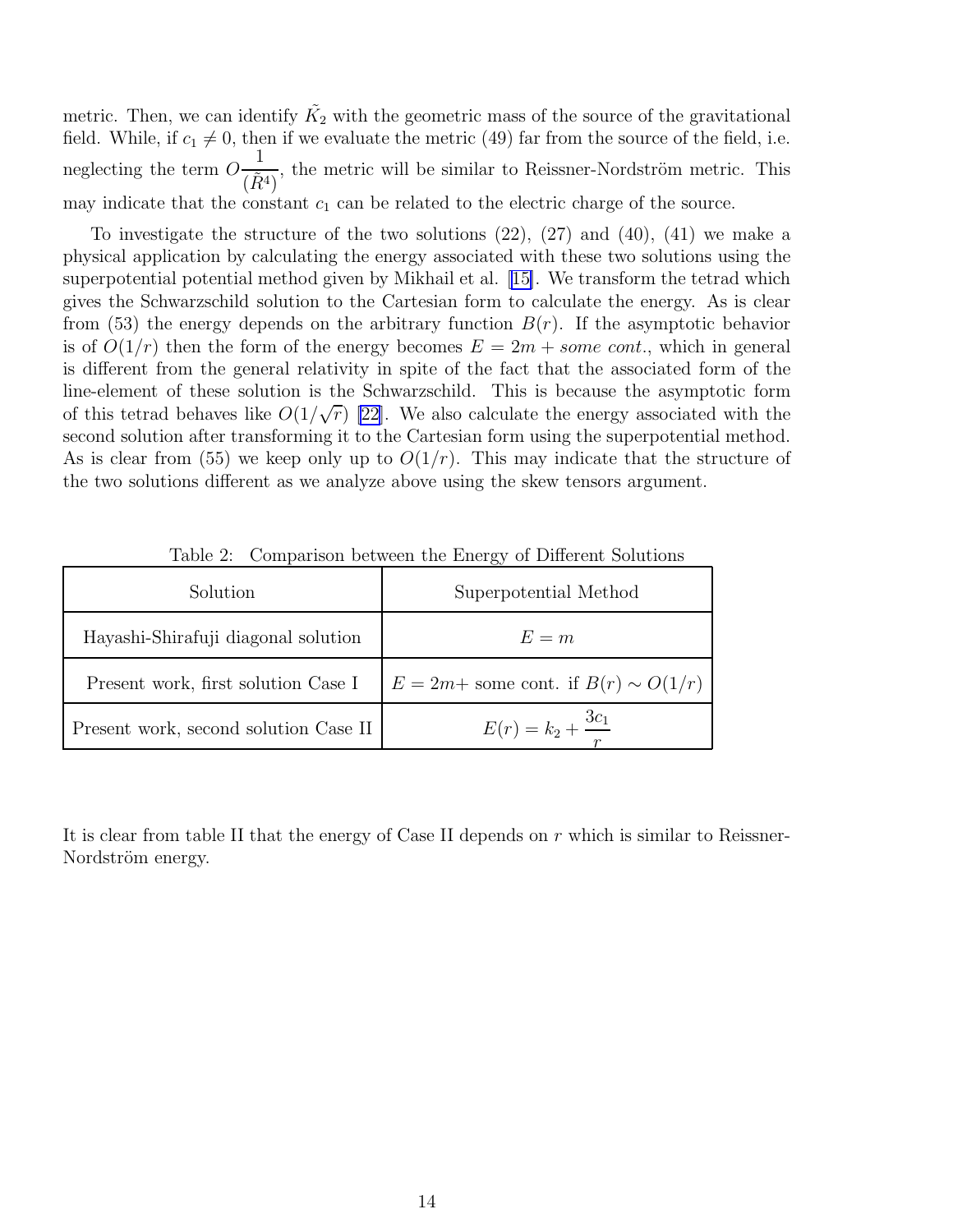metric. Then, we can identify $\tilde{K}_2$ with the geometric mass of the source of the gravitational field. While, if $c_1 \neq 0$, then if we evaluate the metric (49) far from the source of the field, i.e. neglecting the term $O\frac{1}{(\tilde{R}^4)}$, the metric will be similar to Reissner-Nordström metric. This may indicate that the constant $c_1$ can be related to the electric charge of the source.

To investigate the structure of the two solutions (22), (27) and (40), (41) we make a physical application by calculating the energy associated with these two solutions using the superpotential potential method given by Mikhail et al. [15]. We transform the tetrad which gives the Schwarzschild solution to the Cartesian form to calculate the energy. As is clear from (53) the energy depends on the arbitrary function $B(r)$. If the asymptotic behavior is of $O(1/r)$ then the form of the energy becomes $E = 2m + \textit{some cont.}$, which in general is different from the general relativity in spite of the fact that the associated form of the line-element of these solution is the Schwarzschild. This is because the asymptotic form of this tetrad behaves like $O(1/\sqrt{r})$ [22]. We also calculate the energy associated with the second solution after transforming it to the Cartesian form using the superpotential method. As is clear from (55) we keep only up to $O(1/r)$. This may indicate that the structure of the two solutions different as we analyze above using the skew tensors argument.

Table 2: Comparison between the Energy of Different Solutions

| Solution | Superpotential Method |
|---|---|
| Hayashi-Shirafuji diagonal solution | $E = m$ |
| Present work, first solution Case I | $E = 2m+$ some cont. if $B(r) \sim O(1/r)$ |
| Present work, second solution Case II | $E(r) = k_2 + \frac{3c_1}{r}$ |

It is clear from table II that the energy of Case II depends on $r$ which is similar to Reissner-Nordström energy.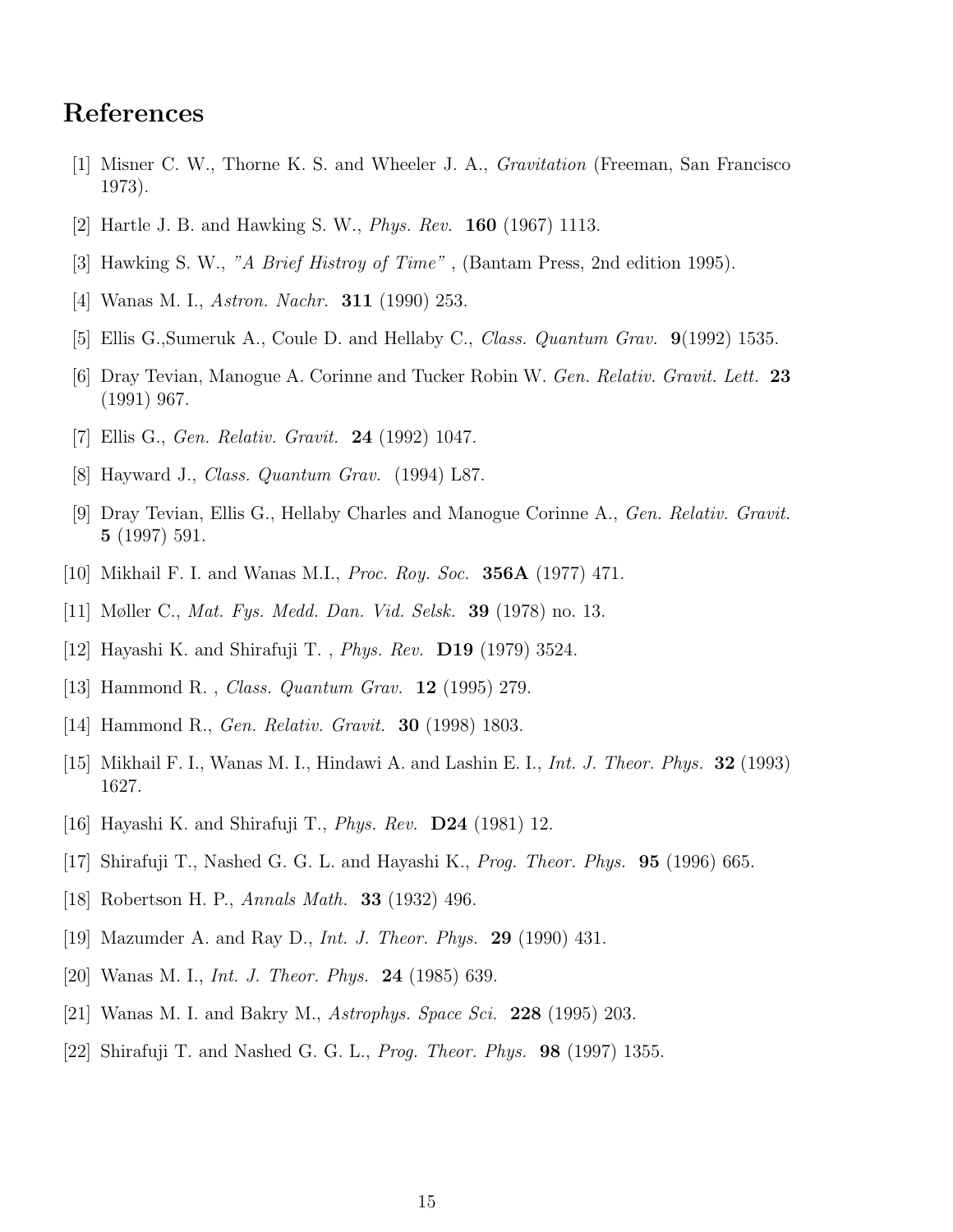## References

[1] Misner C. W., Thorne K. S. and Wheeler J. A., *Gravitation* (Freeman, San Francisco 1973).

[2] Hartle J. B. and Hawking S. W., *Phys. Rev.* **160** (1967) 1113.

[3] Hawking S. W., *"A Brief Histroy of Time"* , (Bantam Press, 2nd edition 1995).

[4] Wanas M. I., *Astron. Nachr.* **311** (1990) 253.

[5] Ellis G.,Sumeruk A., Coule D. and Hellaby C., *Class. Quantum Grav.* **9**(1992) 1535.

[6] Dray Tevian, Manogue A. Corinne and Tucker Robin W. *Gen. Relativ. Gravit. Lett.* **23** (1991) 967.

[7] Ellis G., *Gen. Relativ. Gravit.* **24** (1992) 1047.

[8] Hayward J., *Class. Quantum Grav.* (1994) L87.

[9] Dray Tevian, Ellis G., Hellaby Charles and Manogue Corinne A., *Gen. Relativ. Gravit.* **5** (1997) 591.

[10] Mikhail F. I. and Wanas M.I., *Proc. Roy. Soc.* **356A** (1977) 471.

[11] Møller C., *Mat. Fys. Medd. Dan. Vid. Selsk.* **39** (1978) no. 13.

[12] Hayashi K. and Shirafuji T. , *Phys. Rev.* **D19** (1979) 3524.

[13] Hammond R. , *Class. Quantum Grav.* **12** (1995) 279.

[14] Hammond R., *Gen. Relativ. Gravit.* **30** (1998) 1803.

[15] Mikhail F. I., Wanas M. I., Hindawi A. and Lashin E. I., *Int. J. Theor. Phys.* **32** (1993) 1627.

[16] Hayashi K. and Shirafuji T., *Phys. Rev.* **D24** (1981) 12.

[17] Shirafuji T., Nashed G. G. L. and Hayashi K., *Prog. Theor. Phys.* **95** (1996) 665.

[18] Robertson H. P., *Annals Math.* **33** (1932) 496.

[19] Mazumder A. and Ray D., *Int. J. Theor. Phys.* **29** (1990) 431.

[20] Wanas M. I., *Int. J. Theor. Phys.* **24** (1985) 639.

[21] Wanas M. I. and Bakry M., *Astrophys. Space Sci.* **228** (1995) 203.

[22] Shirafuji T. and Nashed G. G. L., *Prog. Theor. Phys.* **98** (1997) 1355.